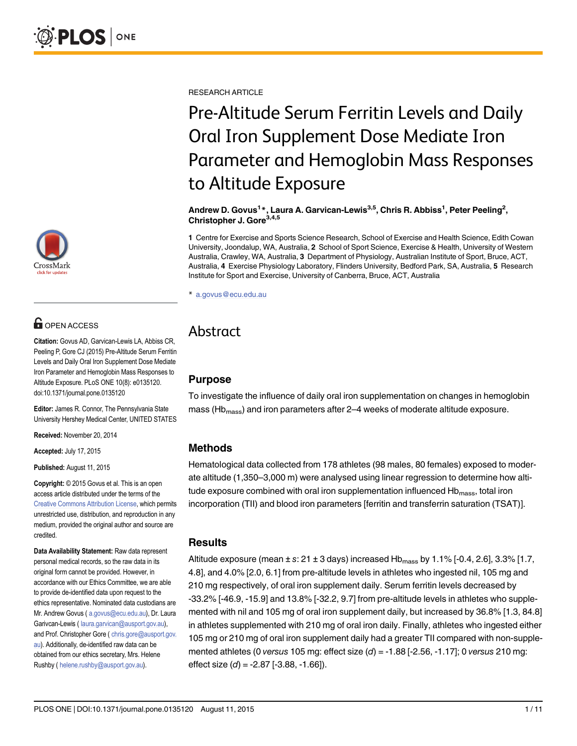RESEARCH ARTICLE

# Pre-Altitude Serum Ferritin Levels and Daily Oral Iron Supplement Dose Mediate Iron Parameter and Hemoglobin Mass Responses to Altitude Exposure

**Andrew D. Govus[1]*, Laura A. Garvican-Lewis[3,5], Chris R. Abbiss[1], Peter Peeling[2], Christopher J. Gore[3,4,5]**

**1** Centre for Exercise and Sports Science Research, School of Exercise and Health Science, Edith Cowan University, Joondalup, WA, Australia, **2** School of Sport Science, Exercise & Health, University of Western Australia, Crawley, WA, Australia, **3** Department of Physiology, Australian Institute of Sport, Bruce, ACT, Australia, **4** Exercise Physiology Laboratory, Flinders University, Bedford Park, SA, Australia, **5** Research Institute for Sport and Exercise, University of Canberra, Bruce, ACT, Australia

* a.govus@ecu.edu.au

OPEN ACCESS

**Citation:** Govus AD, Garvican-Lewis LA, Abbiss CR, Peeling P, Gore CJ (2015) Pre-Altitude Serum Ferritin Levels and Daily Oral Iron Supplement Dose Mediate Iron Parameter and Hemoglobin Mass Responses to Altitude Exposure. PLoS ONE 10(8): e0135120. doi:10.1371/journal.pone.0135120

**Editor:** James R. Connor, The Pennsylvania State University Hershey Medical Center, UNITED STATES

**Received:** November 20, 2014

**Accepted:** July 17, 2015

**Published:** August 11, 2015

**Copyright:** © 2015 Govus et al. This is an open access article distributed under the terms of the Creative Commons Attribution License, which permits unrestricted use, distribution, and reproduction in any medium, provided the original author and source are credited.

**Data Availability Statement:** Raw data represent personal medical records, so the raw data in its original form cannot be provided. However, in accordance with our Ethics Committee, we are able to provide de-identified data upon request to the ethics representative. Nominated data custodians are Mr. Andrew Govus ( a.govus@ecu.edu.au), Dr. Laura Garivcan-Lewis ( laura.garvican@ausport.gov.au), and Prof. Christopher Gore ( chris.gore@ausport.gov.au). Additionally, de-identified raw data can be obtained from our ethics secretary, Mrs. Helene Rushby ( helene.rushby@ausport.gov.au).

## Abstract

### Purpose

To investigate the influence of daily oral iron supplementation on changes in hemoglobin mass ($Hb_{mass}$) and iron parameters after 2–4 weeks of moderate altitude exposure.

### Methods

Hematological data collected from 178 athletes (98 males, 80 females) exposed to moderate altitude (1,350–3,000 m) were analysed using linear regression to determine how altitude exposure combined with oral iron supplementation influenced $Hb_{mass}$, total iron incorporation (TII) and blood iron parameters [ferritin and transferrin saturation (TSAT)].

### Results

Altitude exposure (mean ± *s*: 21 ± 3 days) increased $Hb_{mass}$ by 1.1% [-0.4, 2.6], 3.3% [1.7, 4.8], and 4.0% [2.0, 6.1] from pre-altitude levels in athletes who ingested nil, 105 mg and 210 mg respectively, of oral iron supplement daily. Serum ferritin levels decreased by -33.2% [-46.9, -15.9] and 13.8% [-32.2, 9.7] from pre-altitude levels in athletes who supplemented with nil and 105 mg of oral iron supplement daily, but increased by 36.8% [1.3, 84.8] in athletes supplemented with 210 mg of oral iron daily. Finally, athletes who ingested either 105 mg or 210 mg of oral iron supplement daily had a greater TII compared with non-supplemented athletes (0 *versus* 105 mg: effect size (*d*) = -1.88 [-2.56, -1.17]; 0 *versus* 210 mg: effect size (*d*) = -2.87 [-3.88, -1.66]).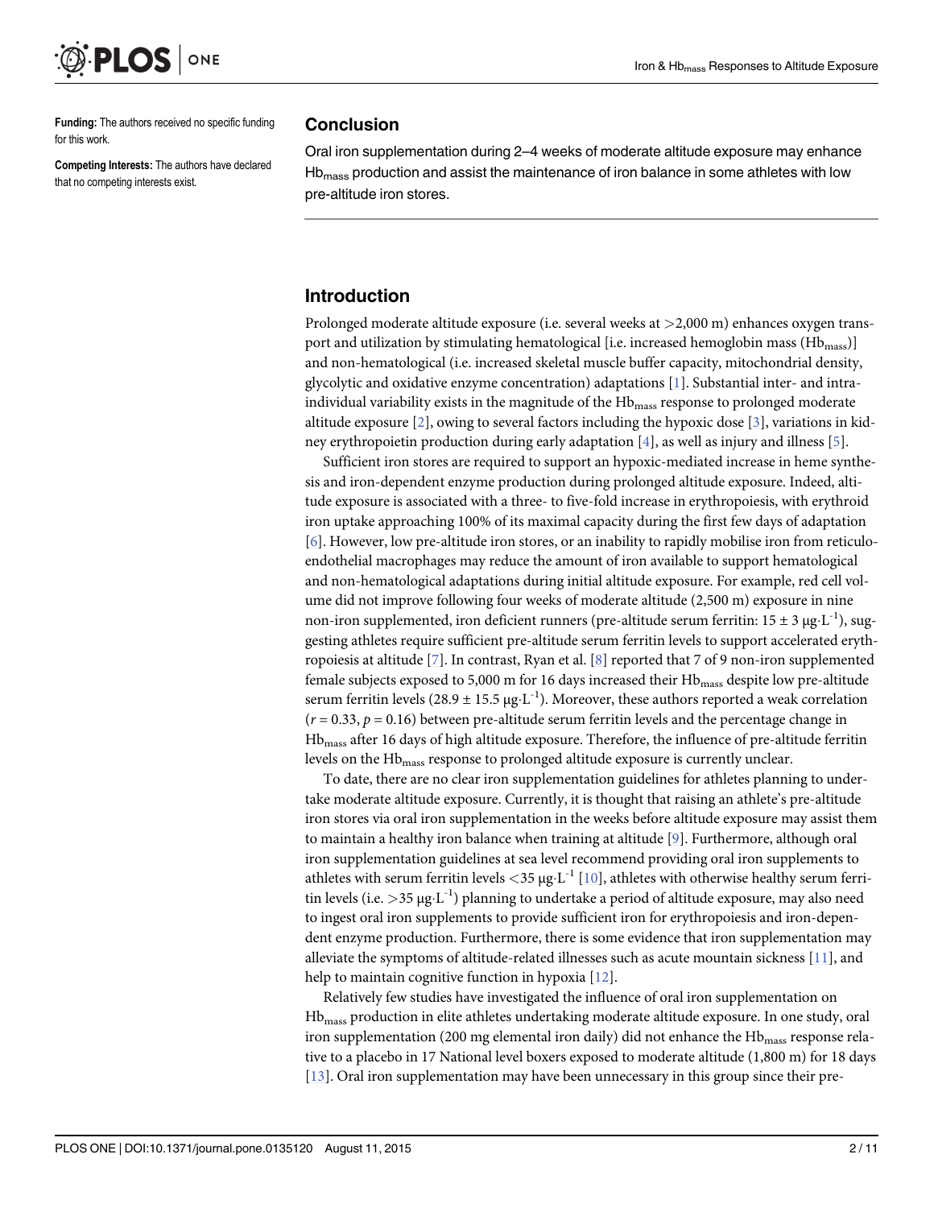**Funding:** The authors received no specific funding for this work.

**Competing Interests:** The authors have declared that no competing interests exist.

## Conclusion

Oral iron supplementation during 2–4 weeks of moderate altitude exposure may enhance $Hb_{mass}$ production and assist the maintenance of iron balance in some athletes with low pre-altitude iron stores.

## Introduction

Prolonged moderate altitude exposure (i.e. several weeks at >2,000 m) enhances oxygen transport and utilization by stimulating hematological [i.e. increased hemoglobin mass ($Hb_{mass}$)] and non-hematological (i.e. increased skeletal muscle buffer capacity, mitochondrial density, glycolytic and oxidative enzyme concentration) adaptations [1]. Substantial inter- and intra-individual variability exists in the magnitude of the $Hb_{mass}$ response to prolonged moderate altitude exposure [2], owing to several factors including the hypoxic dose [3], variations in kidney erythropoietin production during early adaptation [4], as well as injury and illness [5].

Sufficient iron stores are required to support an hypoxic-mediated increase in heme synthesis and iron-dependent enzyme production during prolonged altitude exposure. Indeed, altitude exposure is associated with a three- to five-fold increase in erythropoiesis, with erythroid iron uptake approaching 100% of its maximal capacity during the first few days of adaptation [6]. However, low pre-altitude iron stores, or an inability to rapidly mobilise iron from reticuloendothelial macrophages may reduce the amount of iron available to support hematological and non-hematological adaptations during initial altitude exposure. For example, red cell volume did not improve following four weeks of moderate altitude (2,500 m) exposure in nine non-iron supplemented, iron deficient runners (pre-altitude serum ferritin: $15 \pm 3$ $\mu g \cdot L^{-1}$), suggesting athletes require sufficient pre-altitude serum ferritin levels to support accelerated erythropoiesis at altitude [7]. In contrast, Ryan et al. [8] reported that 7 of 9 non-iron supplemented female subjects exposed to 5,000 m for 16 days increased their $Hb_{mass}$ despite low pre-altitude serum ferritin levels ($28.9 \pm 15.5$ $\mu g \cdot L^{-1}$). Moreover, these authors reported a weak correlation ($r = 0.33$, $p = 0.16$) between pre-altitude serum ferritin levels and the percentage change in $Hb_{mass}$ after 16 days of high altitude exposure. Therefore, the influence of pre-altitude ferritin levels on the $Hb_{mass}$ response to prolonged altitude exposure is currently unclear.

To date, there are no clear iron supplementation guidelines for athletes planning to undertake moderate altitude exposure. Currently, it is thought that raising an athlete's pre-altitude iron stores via oral iron supplementation in the weeks before altitude exposure may assist them to maintain a healthy iron balance when training at altitude [9]. Furthermore, although oral iron supplementation guidelines at sea level recommend providing oral iron supplements to athletes with serum ferritin levels <35 $\mu g \cdot L^{-1}$ [10], athletes with otherwise healthy serum ferritin levels (i.e. >35 $\mu g \cdot L^{-1}$) planning to undertake a period of altitude exposure, may also need to ingest oral iron supplements to provide sufficient iron for erythropoiesis and iron-dependent enzyme production. Furthermore, there is some evidence that iron supplementation may alleviate the symptoms of altitude-related illnesses such as acute mountain sickness [11], and help to maintain cognitive function in hypoxia [12].

Relatively few studies have investigated the influence of oral iron supplementation on $Hb_{mass}$ production in elite athletes undertaking moderate altitude exposure. In one study, oral iron supplementation (200 mg elemental iron daily) did not enhance the $Hb_{mass}$ response relative to a placebo in 17 National level boxers exposed to moderate altitude (1,800 m) for 18 days [13]. Oral iron supplementation may have been unnecessary in this group since their pre-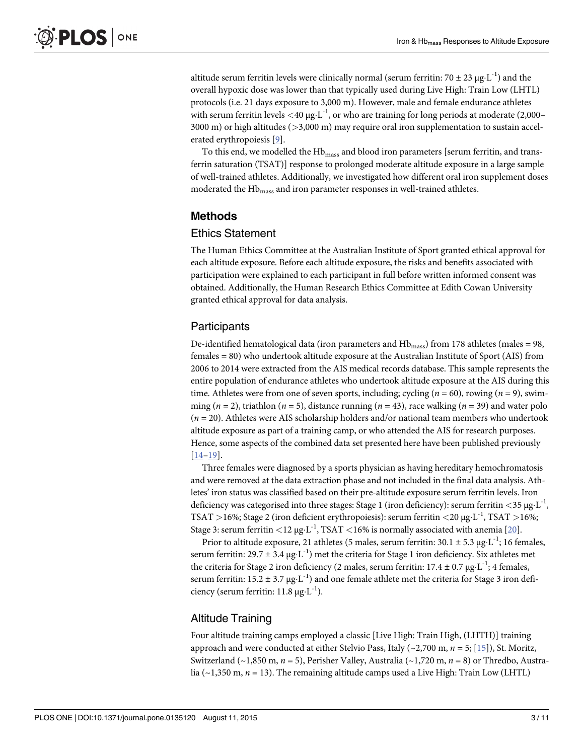altitude serum ferritin levels were clinically normal (serum ferritin: 70 ± 23 μg·L$^{-1}$) and the overall hypoxic dose was lower than that typically used during Live High: Train Low (LHTL) protocols (i.e. 21 days exposure to 3,000 m). However, male and female endurance athletes with serum ferritin levels <40 μg·L$^{-1}$, or who are training for long periods at moderate (2,000–3000 m) or high altitudes (>3,000 m) may require oral iron supplementation to sustain accelerated erythropoiesis [9].

To this end, we modelled the $Hb_{mass}$ and blood iron parameters [serum ferritin, and transferrin saturation (TSAT)] response to prolonged moderate altitude exposure in a large sample of well-trained athletes. Additionally, we investigated how different oral iron supplement doses moderated the $Hb_{mass}$ and iron parameter responses in well-trained athletes.

## Methods

### Ethics Statement

The Human Ethics Committee at the Australian Institute of Sport granted ethical approval for each altitude exposure. Before each altitude exposure, the risks and benefits associated with participation were explained to each participant in full before written informed consent was obtained. Additionally, the Human Research Ethics Committee at Edith Cowan University granted ethical approval for data analysis.

### Participants

De-identified hematological data (iron parameters and $Hb_{mass}$) from 178 athletes (males = 98, females = 80) who undertook altitude exposure at the Australian Institute of Sport (AIS) from 2006 to 2014 were extracted from the AIS medical records database. This sample represents the entire population of endurance athletes who undertook altitude exposure at the AIS during this time. Athletes were from one of seven sports, including; cycling (*n* = 60), rowing (*n* = 9), swimming (*n* = 2), triathlon (*n* = 5), distance running (*n* = 43), race walking (*n* = 39) and water polo (*n* = 20). Athletes were AIS scholarship holders and/or national team members who undertook altitude exposure as part of a training camp, or who attended the AIS for research purposes. Hence, some aspects of the combined data set presented here have been published previously [14–19].

Three females were diagnosed by a sports physician as having hereditary hemochromatosis and were removed at the data extraction phase and not included in the final data analysis. Athletes' iron status was classified based on their pre-altitude exposure serum ferritin levels. Iron deficiency was categorised into three stages: Stage 1 (iron deficiency): serum ferritin <35 μg·L$^{-1}$, TSAT >16%; Stage 2 (iron deficient erythropoiesis): serum ferritin <20 μg·L$^{-1}$, TSAT >16%; Stage 3: serum ferritin <12 μg·L$^{-1}$, TSAT <16% is normally associated with anemia [20].

Prior to altitude exposure, 21 athletes (5 males, serum ferritin: 30.1 ± 5.3 μg·L$^{-1}$; 16 females, serum ferritin: 29.7 ± 3.4 μg·L$^{-1}$) met the criteria for Stage 1 iron deficiency. Six athletes met the criteria for Stage 2 iron deficiency (2 males, serum ferritin: 17.4 ± 0.7 μg·L$^{-1}$; 4 females, serum ferritin: 15.2 ± 3.7 μg·L$^{-1}$) and one female athlete met the criteria for Stage 3 iron deficiency (serum ferritin: 11.8 μg·L$^{-1}$).

### Altitude Training

Four altitude training camps employed a classic [Live High: Train High, (LHTH)] training approach and were conducted at either Stelvio Pass, Italy (~2,700 m, *n* = 5; [15]), St. Moritz, Switzerland (~1,850 m, *n* = 5), Perisher Valley, Australia (~1,720 m, *n* = 8) or Thredbo, Australia (~1,350 m, *n* = 13). The remaining altitude camps used a Live High: Train Low (LHTL)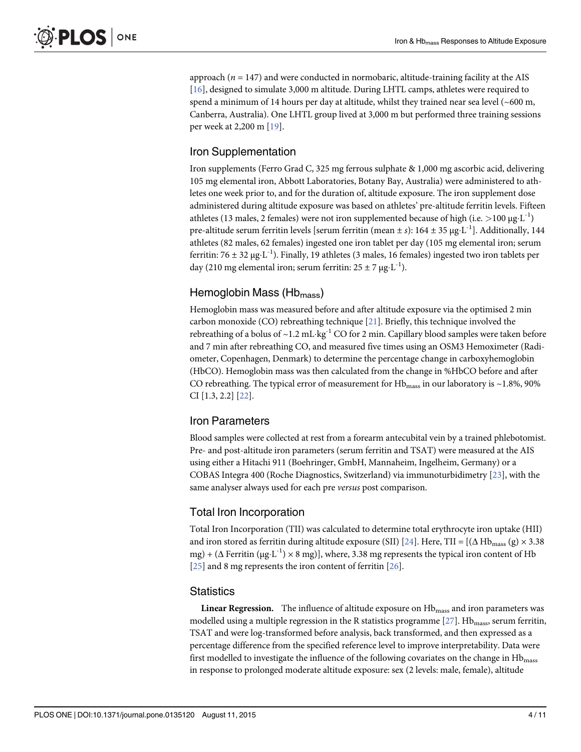approach ($n = 147$) and were conducted in normobaric, altitude-training facility at the AIS [16], designed to simulate 3,000 m altitude. During LHTL camps, athletes were required to spend a minimum of 14 hours per day at altitude, whilst they trained near sea level (~600 m, Canberra, Australia). One LHTL group lived at 3,000 m but performed three training sessions per week at 2,200 m [19].

## Iron Supplementation

Iron supplements (Ferro Grad C, 325 mg ferrous sulphate & 1,000 mg ascorbic acid, delivering 105 mg elemental iron, Abbott Laboratories, Botany Bay, Australia) were administered to athletes one week prior to, and for the duration of, altitude exposure. The iron supplement dose administered during altitude exposure was based on athletes' pre-altitude ferritin levels. Fifteen athletes (13 males, 2 females) were not iron supplemented because of high (i.e. $>100\ \mu g \cdot L^{-1}$) pre-altitude serum ferritin levels [serum ferritin (mean ± $s$): $164 \pm 35\ \mu g \cdot L^{-1}$]. Additionally, 144 athletes (82 males, 62 females) ingested one iron tablet per day (105 mg elemental iron; serum ferritin: $76 \pm 32\ \mu g \cdot L^{-1}$). Finally, 19 athletes (3 males, 16 females) ingested two iron tablets per day (210 mg elemental iron; serum ferritin: $25 \pm 7\ \mu g \cdot L^{-1}$).

## Hemoglobin Mass ($Hb_{mass}$)

Hemoglobin mass was measured before and after altitude exposure via the optimised 2 min carbon monoxide (CO) rebreathing technique [21]. Briefly, this technique involved the rebreathing of a bolus of ~1.2 $mL \cdot kg^{-1}$ CO for 2 min. Capillary blood samples were taken before and 7 min after rebreathing CO, and measured five times using an OSM3 Hemoximeter (Radiometer, Copenhagen, Denmark) to determine the percentage change in carboxyhemoglobin (HbCO). Hemoglobin mass was then calculated from the change in %HbCO before and after CO rebreathing. The typical error of measurement for $Hb_{mass}$ in our laboratory is ~1.8%, 90% CI [1.3, 2.2] [22].

## Iron Parameters

Blood samples were collected at rest from a forearm antecubital vein by a trained phlebotomist. Pre- and post-altitude iron parameters (serum ferritin and TSAT) were measured at the AIS using either a Hitachi 911 (Boehringer, GmbH, Mannaheim, Ingelheim, Germany) or a COBAS Integra 400 (Roche Diagnostics, Switzerland) via immunoturbidimetry [23], with the same analyser always used for each pre *versus* post comparison.

## Total Iron Incorporation

Total Iron Incorporation (TII) was calculated to determine total erythrocyte iron uptake (HII) and iron stored as ferritin during altitude exposure (SII) [24]. Here, TII = $[(\Delta\ Hb_{mass}\ (g) \times 3.38\ mg) + (\Delta\ Ferritin\ (\mu g \cdot L^{-1}) \times 8\ mg)]$, where, 3.38 mg represents the typical iron content of Hb [25] and 8 mg represents the iron content of ferritin [26].

## Statistics

**Linear Regression.** The influence of altitude exposure on $Hb_{mass}$ and iron parameters was modelled using a multiple regression in the R statistics programme [27]. $Hb_{mass}$, serum ferritin, TSAT and were log-transformed before analysis, back transformed, and then expressed as a percentage difference from the specified reference level to improve interpretability. Data were first modelled to investigate the influence of the following covariates on the change in $Hb_{mass}$ in response to prolonged moderate altitude exposure: sex (2 levels: male, female), altitude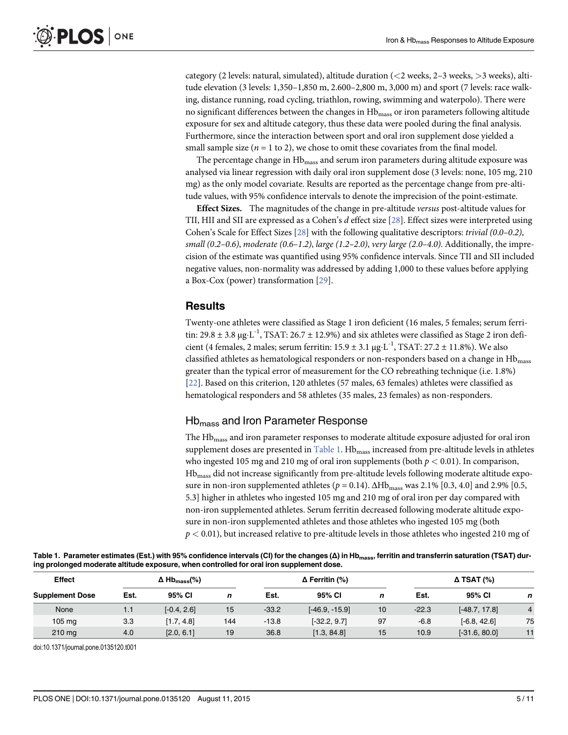category (2 levels: natural, simulated), altitude duration (<2 weeks, 2–3 weeks, >3 weeks), altitude elevation (3 levels: 1,350–1,850 m, 2.600–2,800 m, 3,000 m) and sport (7 levels: race walking, distance running, road cycling, triathlon, rowing, swimming and waterpolo). There were no significant differences between the changes in $Hb_{mass}$ or iron parameters following altitude exposure for sex and altitude category, thus these data were pooled during the final analysis. Furthermore, since the interaction between sport and oral iron supplement dose yielded a small sample size ($n = 1$ to 2), we chose to omit these covariates from the final model.

The percentage change in $Hb_{mass}$ and serum iron parameters during altitude exposure was analysed via linear regression with daily oral iron supplement dose (3 levels: none, 105 mg, 210 mg) as the only model covariate. Results are reported as the percentage change from pre-altitude values, with 95% confidence intervals to denote the imprecision of the point-estimate.

**Effect Sizes.** The magnitudes of the change in pre-altitude *versus* post-altitude values for TII, HII and SII are expressed as a Cohen's *d* effect size [28]. Effect sizes were interpreted using Cohen's Scale for Effect Sizes [28] with the following qualitative descriptors: *trivial (0.0–0.2)*, *small (0.2–0.6)*, *moderate (0.6–1.2)*, *large (1.2–2.0)*, *very large (2.0–4.0)*. Additionally, the imprecision of the estimate was quantified using 95% confidence intervals. Since TII and SII included negative values, non-normality was addressed by adding 1,000 to these values before applying a Box-Cox (power) transformation [29].

## Results

Twenty-one athletes were classified as Stage 1 iron deficient (16 males, 5 females; serum ferritin: 29.8 ± 3.8 $\mu g \cdot L^{-1}$, TSAT: 26.7 ± 12.9%) and six athletes were classified as Stage 2 iron deficient (4 females, 2 males; serum ferritin: 15.9 ± 3.1 $\mu g \cdot L^{-1}$, TSAT: 27.2 ± 11.8%). We also classified athletes as hematological responders or non-responders based on a change in $Hb_{mass}$ greater than the typical error of measurement for the CO rebreathing technique (i.e. 1.8%) [22]. Based on this criterion, 120 athletes (57 males, 63 females) athletes were classified as hematological responders and 58 athletes (35 males, 23 females) as non-responders.

### $Hb_{mass}$ and Iron Parameter Response

The $Hb_{mass}$ and iron parameter responses to moderate altitude exposure adjusted for oral iron supplement doses are presented in Table 1. $Hb_{mass}$ increased from pre-altitude levels in athletes who ingested 105 mg and 210 mg of oral iron supplements (both $p < 0.01$). In comparison, $Hb_{mass}$ did not increase significantly from pre-altitude levels following moderate altitude exposure in non-iron supplemented athletes ($p = 0.14$). $\Delta Hb_{mass}$ was 2.1% [0.3, 4.0] and 2.9% [0.5, 5.3] higher in athletes who ingested 105 mg and 210 mg of oral iron per day compared with non-iron supplemented athletes. Serum ferritin decreased following moderate altitude exposure in non-iron supplemented athletes and those athletes who ingested 105 mg (both $p < 0.01$), but increased relative to pre-altitude levels in those athletes who ingested 210 mg of

**Table 1. Parameter estimates (Est.) with 95% confidence intervals (CI) for the changes (Δ) in $Hb_{mass}$, ferritin and transferrin saturation (TSAT) during prolonged moderate altitude exposure, when controlled for oral iron supplement dose.**

| Effect | Δ $Hb_{mass}$(%) | | | Δ Ferritin (%) | | | Δ TSAT (%) | | |
|---|---|---|---|---|---|---|---|---|---|
| Supplement Dose | Est. | 95% CI | *n* | Est. | 95% CI | *n* | Est. | 95% CI | *n* |
| None | 1.1 | [-0.4, 2.6] | 15 | -33.2 | [-46.9, -15.9] | 10 | -22.3 | [-48.7, 17.8] | 4 |
| 105 mg | 3.3 | [1.7, 4.8] | 144 | -13.8 | [-32.2, 9.7] | 97 | -6.8 | [-6.8, 42.6] | 75 |
| 210 mg | 4.0 | [2.0, 6.1] | 19 | 36.8 | [1.3, 84.8] | 15 | 10.9 | [-31.6, 80.0] | 11 |

doi:10.1371/journal.pone.0135120.t001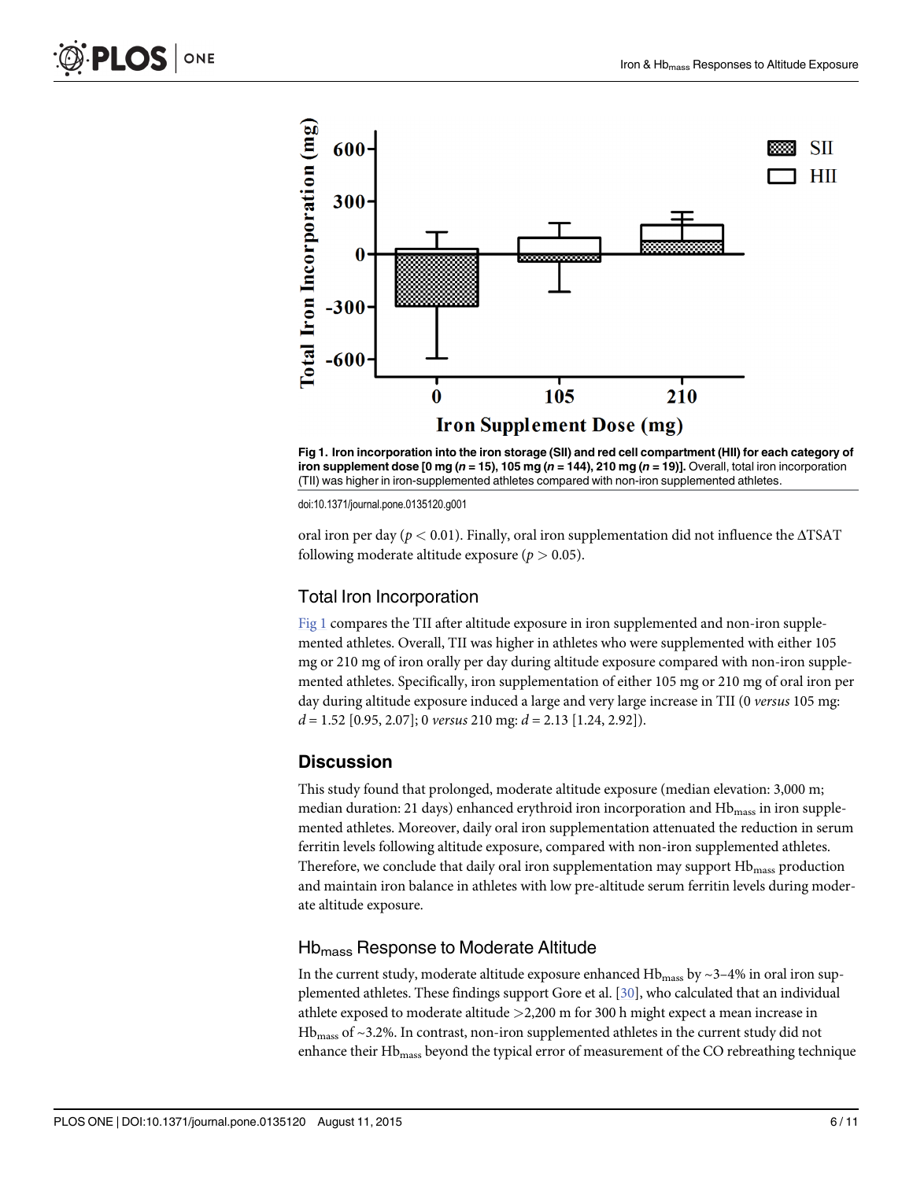**Fig 1. Iron incorporation into the iron storage (SII) and red cell compartment (HII) for each category of iron supplement dose [0 mg (*n* = 15), 105 mg (*n* = 144), 210 mg (*n* = 19)].** Overall, total iron incorporation (TII) was higher in iron-supplemented athletes compared with non-iron supplemented athletes.

doi:10.1371/journal.pone.0135120.g001

oral iron per day ($p < 0.01$). Finally, oral iron supplementation did not influence the ΔTSAT following moderate altitude exposure ($p > 0.05$).

## Total Iron Incorporation

Fig 1 compares the TII after altitude exposure in iron supplemented and non-iron supplemented athletes. Overall, TII was higher in athletes who were supplemented with either 105 mg or 210 mg of iron orally per day during altitude exposure compared with non-iron supplemented athletes. Specifically, iron supplementation of either 105 mg or 210 mg of oral iron per day during altitude exposure induced a large and very large increase in TII (0 *versus* 105 mg: $d = 1.52$ [0.95, 2.07]; 0 *versus* 210 mg: $d = 2.13$ [1.24, 2.92]).

# Discussion

This study found that prolonged, moderate altitude exposure (median elevation: 3,000 m; median duration: 21 days) enhanced erythroid iron incorporation and $Hb_{mass}$ in iron supplemented athletes. Moreover, daily oral iron supplementation attenuated the reduction in serum ferritin levels following altitude exposure, compared with non-iron supplemented athletes. Therefore, we conclude that daily oral iron supplementation may support $Hb_{mass}$ production and maintain iron balance in athletes with low pre-altitude serum ferritin levels during moderate altitude exposure.

## $Hb_{mass}$ Response to Moderate Altitude

In the current study, moderate altitude exposure enhanced $Hb_{mass}$ by ~3–4% in oral iron supplemented athletes. These findings support Gore et al. [30], who calculated that an individual athlete exposed to moderate altitude >2,200 m for 300 h might expect a mean increase in $Hb_{mass}$ of ~3.2%. In contrast, non-iron supplemented athletes in the current study did not enhance their $Hb_{mass}$ beyond the typical error of measurement of the CO rebreathing technique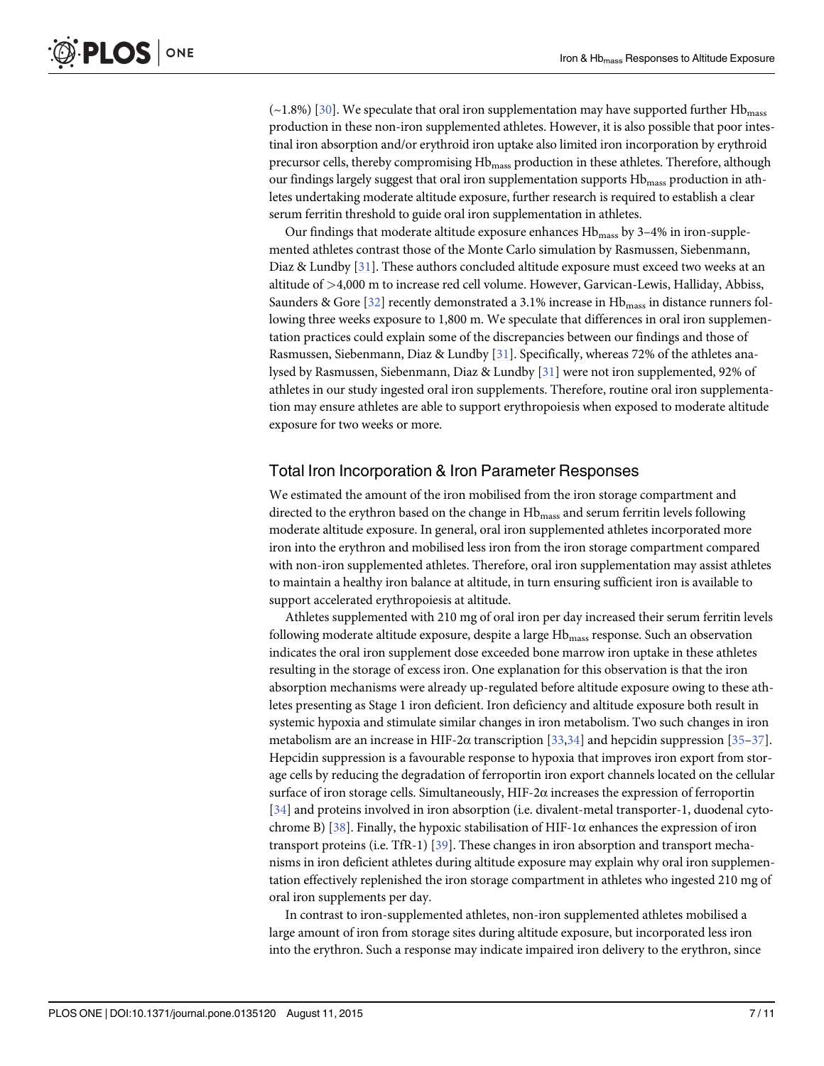(~1.8%) [30]. We speculate that oral iron supplementation may have supported further $Hb_{mass}$ production in these non-iron supplemented athletes. However, it is also possible that poor intestinal iron absorption and/or erythroid iron uptake also limited iron incorporation by erythroid precursor cells, thereby compromising $Hb_{mass}$ production in these athletes. Therefore, although our findings largely suggest that oral iron supplementation supports $Hb_{mass}$ production in athletes undertaking moderate altitude exposure, further research is required to establish a clear serum ferritin threshold to guide oral iron supplementation in athletes.

Our findings that moderate altitude exposure enhances $Hb_{mass}$ by 3–4% in iron-supplemented athletes contrast those of the Monte Carlo simulation by Rasmussen, Siebenmann, Diaz & Lundby [31]. These authors concluded altitude exposure must exceed two weeks at an altitude of >4,000 m to increase red cell volume. However, Garvican-Lewis, Halliday, Abbiss, Saunders & Gore [32] recently demonstrated a 3.1% increase in $Hb_{mass}$ in distance runners following three weeks exposure to 1,800 m. We speculate that differences in oral iron supplementation practices could explain some of the discrepancies between our findings and those of Rasmussen, Siebenmann, Diaz & Lundby [31]. Specifically, whereas 72% of the athletes analysed by Rasmussen, Siebenmann, Diaz & Lundby [31] were not iron supplemented, 92% of athletes in our study ingested oral iron supplements. Therefore, routine oral iron supplementation may ensure athletes are able to support erythropoiesis when exposed to moderate altitude exposure for two weeks or more.

## Total Iron Incorporation & Iron Parameter Responses

We estimated the amount of the iron mobilised from the iron storage compartment and directed to the erythron based on the change in $Hb_{mass}$ and serum ferritin levels following moderate altitude exposure. In general, oral iron supplemented athletes incorporated more iron into the erythron and mobilised less iron from the iron storage compartment compared with non-iron supplemented athletes. Therefore, oral iron supplementation may assist athletes to maintain a healthy iron balance at altitude, in turn ensuring sufficient iron is available to support accelerated erythropoiesis at altitude.

Athletes supplemented with 210 mg of oral iron per day increased their serum ferritin levels following moderate altitude exposure, despite a large $Hb_{mass}$ response. Such an observation indicates the oral iron supplement dose exceeded bone marrow iron uptake in these athletes resulting in the storage of excess iron. One explanation for this observation is that the iron absorption mechanisms were already up-regulated before altitude exposure owing to these athletes presenting as Stage 1 iron deficient. Iron deficiency and altitude exposure both result in systemic hypoxia and stimulate similar changes in iron metabolism. Two such changes in iron metabolism are an increase in HIF-2$\alpha$ transcription [33,34] and hepcidin suppression [35–37]. Hepcidin suppression is a favourable response to hypoxia that improves iron export from storage cells by reducing the degradation of ferroportin iron export channels located on the cellular surface of iron storage cells. Simultaneously, HIF-2$\alpha$ increases the expression of ferroportin [34] and proteins involved in iron absorption (i.e. divalent-metal transporter-1, duodenal cytochrome B) [38]. Finally, the hypoxic stabilisation of HIF-1$\alpha$ enhances the expression of iron transport proteins (i.e. TfR-1) [39]. These changes in iron absorption and transport mechanisms in iron deficient athletes during altitude exposure may explain why oral iron supplementation effectively replenished the iron storage compartment in athletes who ingested 210 mg of oral iron supplements per day.

In contrast to iron-supplemented athletes, non-iron supplemented athletes mobilised a large amount of iron from storage sites during altitude exposure, but incorporated less iron into the erythron. Such a response may indicate impaired iron delivery to the erythron, since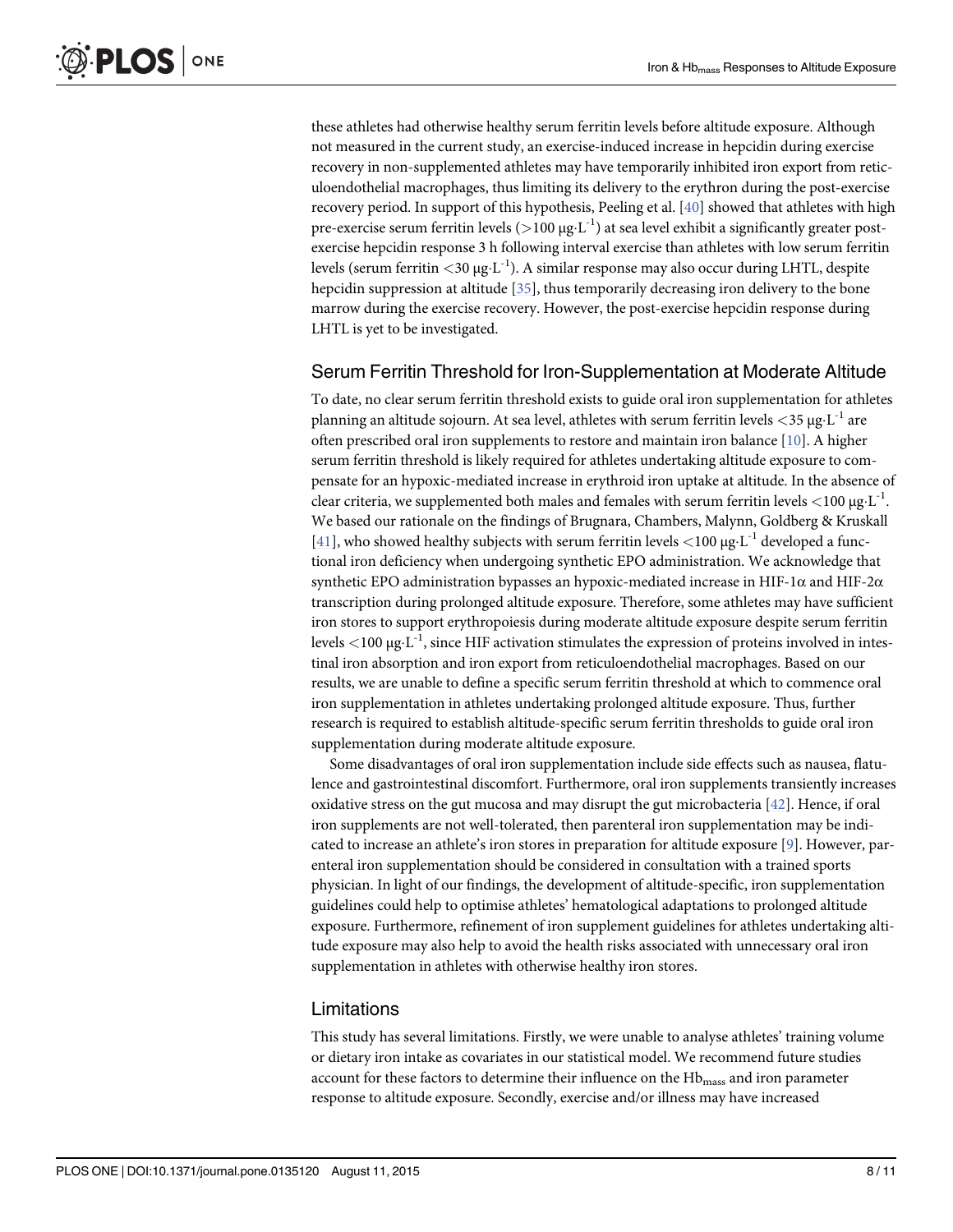these athletes had otherwise healthy serum ferritin levels before altitude exposure. Although not measured in the current study, an exercise-induced increase in hepcidin during exercise recovery in non-supplemented athletes may have temporarily inhibited iron export from reticuloendothelial macrophages, thus limiting its delivery to the erythron during the post-exercise recovery period. In support of this hypothesis, Peeling et al. [40] showed that athletes with high pre-exercise serum ferritin levels (>100 $\mu g \cdot L^{-1}$) at sea level exhibit a significantly greater post-exercise hepcidin response 3 h following interval exercise than athletes with low serum ferritin levels (serum ferritin <30 $\mu g \cdot L^{-1}$). A similar response may also occur during LHTL, despite hepcidin suppression at altitude [35], thus temporarily decreasing iron delivery to the bone marrow during the exercise recovery. However, the post-exercise hepcidin response during LHTL is yet to be investigated.

## Serum Ferritin Threshold for Iron-Supplementation at Moderate Altitude

To date, no clear serum ferritin threshold exists to guide oral iron supplementation for athletes planning an altitude sojourn. At sea level, athletes with serum ferritin levels <35 $\mu g \cdot L^{-1}$ are often prescribed oral iron supplements to restore and maintain iron balance [10]. A higher serum ferritin threshold is likely required for athletes undertaking altitude exposure to compensate for an hypoxic-mediated increase in erythroid iron uptake at altitude. In the absence of clear criteria, we supplemented both males and females with serum ferritin levels <100 $\mu g \cdot L^{-1}$. We based our rationale on the findings of Brugnara, Chambers, Malynn, Goldberg & Kruskall [41], who showed healthy subjects with serum ferritin levels <100 $\mu g \cdot L^{-1}$ developed a functional iron deficiency when undergoing synthetic EPO administration. We acknowledge that synthetic EPO administration bypasses an hypoxic-mediated increase in HIF-1α and HIF-2α transcription during prolonged altitude exposure. Therefore, some athletes may have sufficient iron stores to support erythropoiesis during moderate altitude exposure despite serum ferritin levels <100 $\mu g \cdot L^{-1}$, since HIF activation stimulates the expression of proteins involved in intestinal iron absorption and iron export from reticuloendothelial macrophages. Based on our results, we are unable to define a specific serum ferritin threshold at which to commence oral iron supplementation in athletes undertaking prolonged altitude exposure. Thus, further research is required to establish altitude-specific serum ferritin thresholds to guide oral iron supplementation during moderate altitude exposure.

Some disadvantages of oral iron supplementation include side effects such as nausea, flatulence and gastrointestinal discomfort. Furthermore, oral iron supplements transiently increases oxidative stress on the gut mucosa and may disrupt the gut microbacteria [42]. Hence, if oral iron supplements are not well-tolerated, then parenteral iron supplementation may be indicated to increase an athlete's iron stores in preparation for altitude exposure [9]. However, parenteral iron supplementation should be considered in consultation with a trained sports physician. In light of our findings, the development of altitude-specific, iron supplementation guidelines could help to optimise athletes' hematological adaptations to prolonged altitude exposure. Furthermore, refinement of iron supplement guidelines for athletes undertaking altitude exposure may also help to avoid the health risks associated with unnecessary oral iron supplementation in athletes with otherwise healthy iron stores.

## Limitations

This study has several limitations. Firstly, we were unable to analyse athletes' training volume or dietary iron intake as covariates in our statistical model. We recommend future studies account for these factors to determine their influence on the $Hb_{mass}$ and iron parameter response to altitude exposure. Secondly, exercise and/or illness may have increased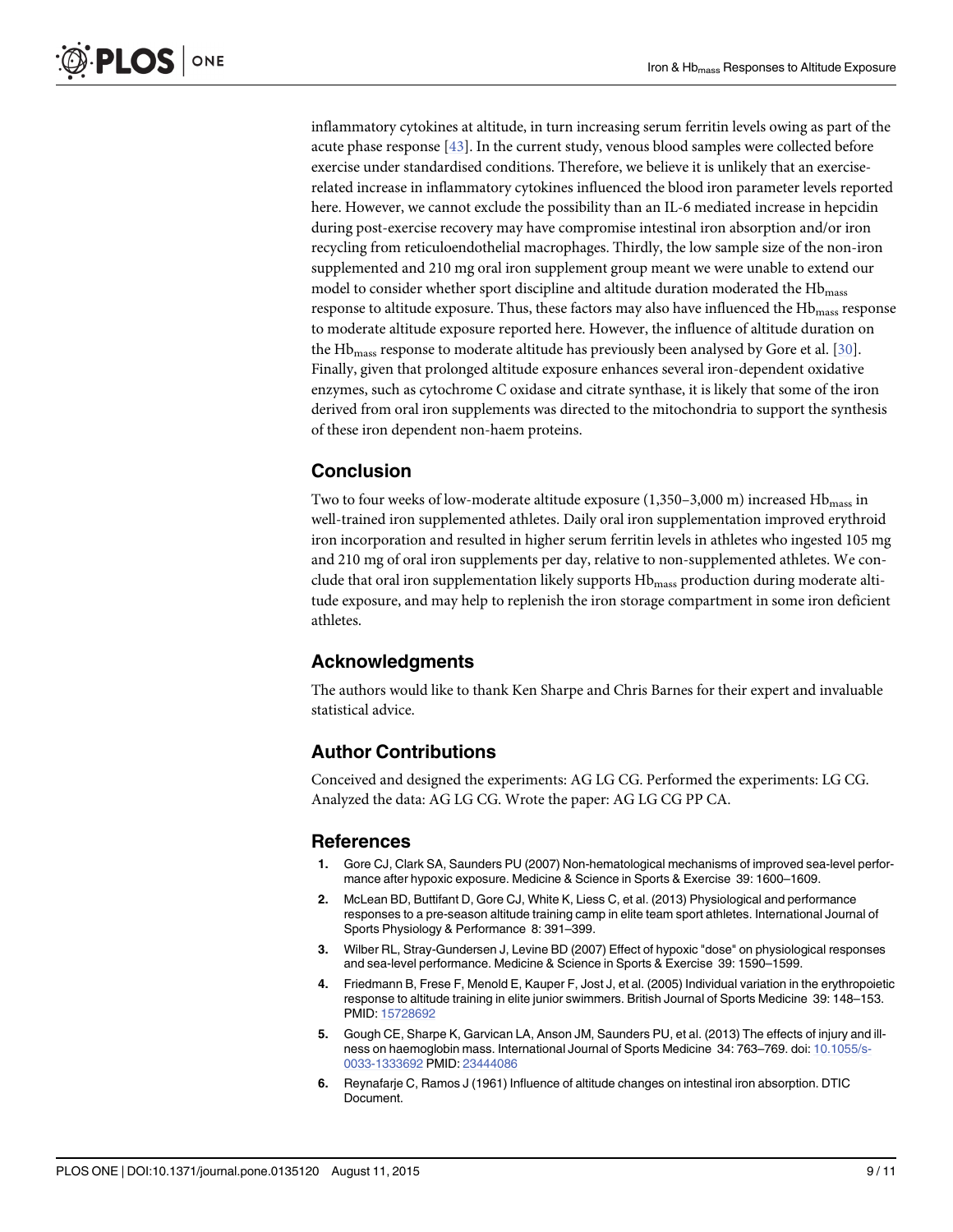inflammatory cytokines at altitude, in turn increasing serum ferritin levels owing as part of the acute phase response [43]. In the current study, venous blood samples were collected before exercise under standardised conditions. Therefore, we believe it is unlikely that an exercise-related increase in inflammatory cytokines influenced the blood iron parameter levels reported here. However, we cannot exclude the possibility than an IL-6 mediated increase in hepcidin during post-exercise recovery may have compromise intestinal iron absorption and/or iron recycling from reticuloendothelial macrophages. Thirdly, the low sample size of the non-iron supplemented and 210 mg oral iron supplement group meant we were unable to extend our model to consider whether sport discipline and altitude duration moderated the $Hb_{mass}$ response to altitude exposure. Thus, these factors may also have influenced the $Hb_{mass}$ response to moderate altitude exposure reported here. However, the influence of altitude duration on the $Hb_{mass}$ response to moderate altitude has previously been analysed by Gore et al. [30]. Finally, given that prolonged altitude exposure enhances several iron-dependent oxidative enzymes, such as cytochrome C oxidase and citrate synthase, it is likely that some of the iron derived from oral iron supplements was directed to the mitochondria to support the synthesis of these iron dependent non-haem proteins.

## Conclusion

Two to four weeks of low-moderate altitude exposure (1,350–3,000 m) increased $Hb_{mass}$ in well-trained iron supplemented athletes. Daily oral iron supplementation improved erythroid iron incorporation and resulted in higher serum ferritin levels in athletes who ingested 105 mg and 210 mg of oral iron supplements per day, relative to non-supplemented athletes. We conclude that oral iron supplementation likely supports $Hb_{mass}$ production during moderate altitude exposure, and may help to replenish the iron storage compartment in some iron deficient athletes.

## Acknowledgments

The authors would like to thank Ken Sharpe and Chris Barnes for their expert and invaluable statistical advice.

## Author Contributions

Conceived and designed the experiments: AG LG CG. Performed the experiments: LG CG. Analyzed the data: AG LG CG. Wrote the paper: AG LG CG PP CA.

## References

1. Gore CJ, Clark SA, Saunders PU (2007) Non-hematological mechanisms of improved sea-level performance after hypoxic exposure. Medicine & Science in Sports & Exercise 39: 1600–1609.
2. McLean BD, Buttifant D, Gore CJ, White K, Liess C, et al. (2013) Physiological and performance responses to a pre-season altitude training camp in elite team sport athletes. International Journal of Sports Physiology & Performance 8: 391–399.
3. Wilber RL, Stray-Gundersen J, Levine BD (2007) Effect of hypoxic "dose" on physiological responses and sea-level performance. Medicine & Science in Sports & Exercise 39: 1590–1599.
4. Friedmann B, Frese F, Menold E, Kauper F, Jost J, et al. (2005) Individual variation in the erythropoietic response to altitude training in elite junior swimmers. British Journal of Sports Medicine 39: 148–153. PMID: 15728692
5. Gough CE, Sharpe K, Garvican LA, Anson JM, Saunders PU, et al. (2013) The effects of injury and illness on haemoglobin mass. International Journal of Sports Medicine 34: 763–769. doi: 10.1055/s-0033-1333692 PMID: 23444086
6. Reynafarje C, Ramos J (1961) Influence of altitude changes on intestinal iron absorption. DTIC Document.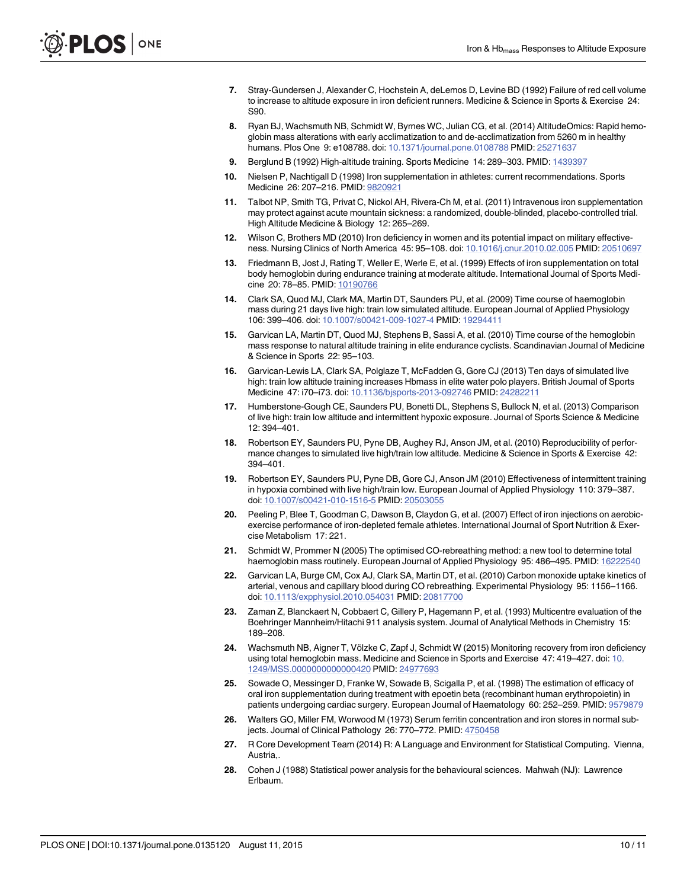7. Stray-Gundersen J, Alexander C, Hochstein A, deLemos D, Levine BD (1992) Failure of red cell volume to increase to altitude exposure in iron deficient runners. Medicine & Science in Sports & Exercise 24: S90.
8. Ryan BJ, Wachsmuth NB, Schmidt W, Byrnes WC, Julian CG, et al. (2014) AltitudeOmics: Rapid hemoglobin mass alterations with early acclimatization to and de-acclimatization from 5260 m in healthy humans. Plos One 9: e108788. doi: 10.1371/journal.pone.0108788 PMID: 25271637
9. Berglund B (1992) High-altitude training. Sports Medicine 14: 289–303. PMID: 1439397
10. Nielsen P, Nachtigall D (1998) Iron supplementation in athletes: current recommendations. Sports Medicine 26: 207–216. PMID: 9820921
11. Talbot NP, Smith TG, Privat C, Nickol AH, Rivera-Ch M, et al. (2011) Intravenous iron supplementation may protect against acute mountain sickness: a randomized, double-blinded, placebo-controlled trial. High Altitude Medicine & Biology 12: 265–269.
12. Wilson C, Brothers MD (2010) Iron deficiency in women and its potential impact on military effectiveness. Nursing Clinics of North America 45: 95–108. doi: 10.1016/j.cnur.2010.02.005 PMID: 20510697
13. Friedmann B, Jost J, Rating T, Weller E, Werle E, et al. (1999) Effects of iron supplementation on total body hemoglobin during endurance training at moderate altitude. International Journal of Sports Medicine 20: 78–85. PMID: 10190766
14. Clark SA, Quod MJ, Clark MA, Martin DT, Saunders PU, et al. (2009) Time course of haemoglobin mass during 21 days live high: train low simulated altitude. European Journal of Applied Physiology 106: 399–406. doi: 10.1007/s00421-009-1027-4 PMID: 19294411
15. Garvican LA, Martin DT, Quod MJ, Stephens B, Sassi A, et al. (2010) Time course of the hemoglobin mass response to natural altitude training in elite endurance cyclists. Scandinavian Journal of Medicine & Science in Sports 22: 95–103.
16. Garvican-Lewis LA, Clark SA, Polglaze T, McFadden G, Gore CJ (2013) Ten days of simulated live high: train low altitude training increases Hbmass in elite water polo players. British Journal of Sports Medicine 47: i70–i73. doi: 10.1136/bjsports-2013-092746 PMID: 24282211
17. Humberstone-Gough CE, Saunders PU, Bonetti DL, Stephens S, Bullock N, et al. (2013) Comparison of live high: train low altitude and intermittent hypoxic exposure. Journal of Sports Science & Medicine 12: 394–401.
18. Robertson EY, Saunders PU, Pyne DB, Aughey RJ, Anson JM, et al. (2010) Reproducibility of performance changes to simulated live high/train low altitude. Medicine & Science in Sports & Exercise 42: 394–401.
19. Robertson EY, Saunders PU, Pyne DB, Gore CJ, Anson JM (2010) Effectiveness of intermittent training in hypoxia combined with live high/train low. European Journal of Applied Physiology 110: 379–387. doi: 10.1007/s00421-010-1516-5 PMID: 20503055
20. Peeling P, Blee T, Goodman C, Dawson B, Claydon G, et al. (2007) Effect of iron injections on aerobic-exercise performance of iron-depleted female athletes. International Journal of Sport Nutrition & Exercise Metabolism 17: 221.
21. Schmidt W, Prommer N (2005) The optimised CO-rebreathing method: a new tool to determine total haemoglobin mass routinely. European Journal of Applied Physiology 95: 486–495. PMID: 16222540
22. Garvican LA, Burge CM, Cox AJ, Clark SA, Martin DT, et al. (2010) Carbon monoxide uptake kinetics of arterial, venous and capillary blood during CO rebreathing. Experimental Physiology 95: 1156–1166. doi: 10.1113/expphysiol.2010.054031 PMID: 20817700
23. Zaman Z, Blanckaert N, Cobbaert C, Gillery P, Hagemann P, et al. (1993) Multicentre evaluation of the Boehringer Mannheim/Hitachi 911 analysis system. Journal of Analytical Methods in Chemistry 15: 189–208.
24. Wachsmuth NB, Aigner T, Völzke C, Zapf J, Schmidt W (2015) Monitoring recovery from iron deficiency using total hemoglobin mass. Medicine and Science in Sports and Exercise 47: 419–427. doi: 10.1249/MSS.0000000000000420 PMID: 24977693
25. Sowade O, Messinger D, Franke W, Sowade B, Scigalla P, et al. (1998) The estimation of efficacy of oral iron supplementation during treatment with epoetin beta (recombinant human erythropoietin) in patients undergoing cardiac surgery. European Journal of Haematology 60: 252–259. PMID: 9579879
26. Walters GO, Miller FM, Worwood M (1973) Serum ferritin concentration and iron stores in normal subjects. Journal of Clinical Pathology 26: 770–772. PMID: 4750458
27. R Core Development Team (2014) R: A Language and Environment for Statistical Computing. Vienna, Austria,.
28. Cohen J (1988) Statistical power analysis for the behavioural sciences. Mahwah (NJ): Lawrence Erlbaum.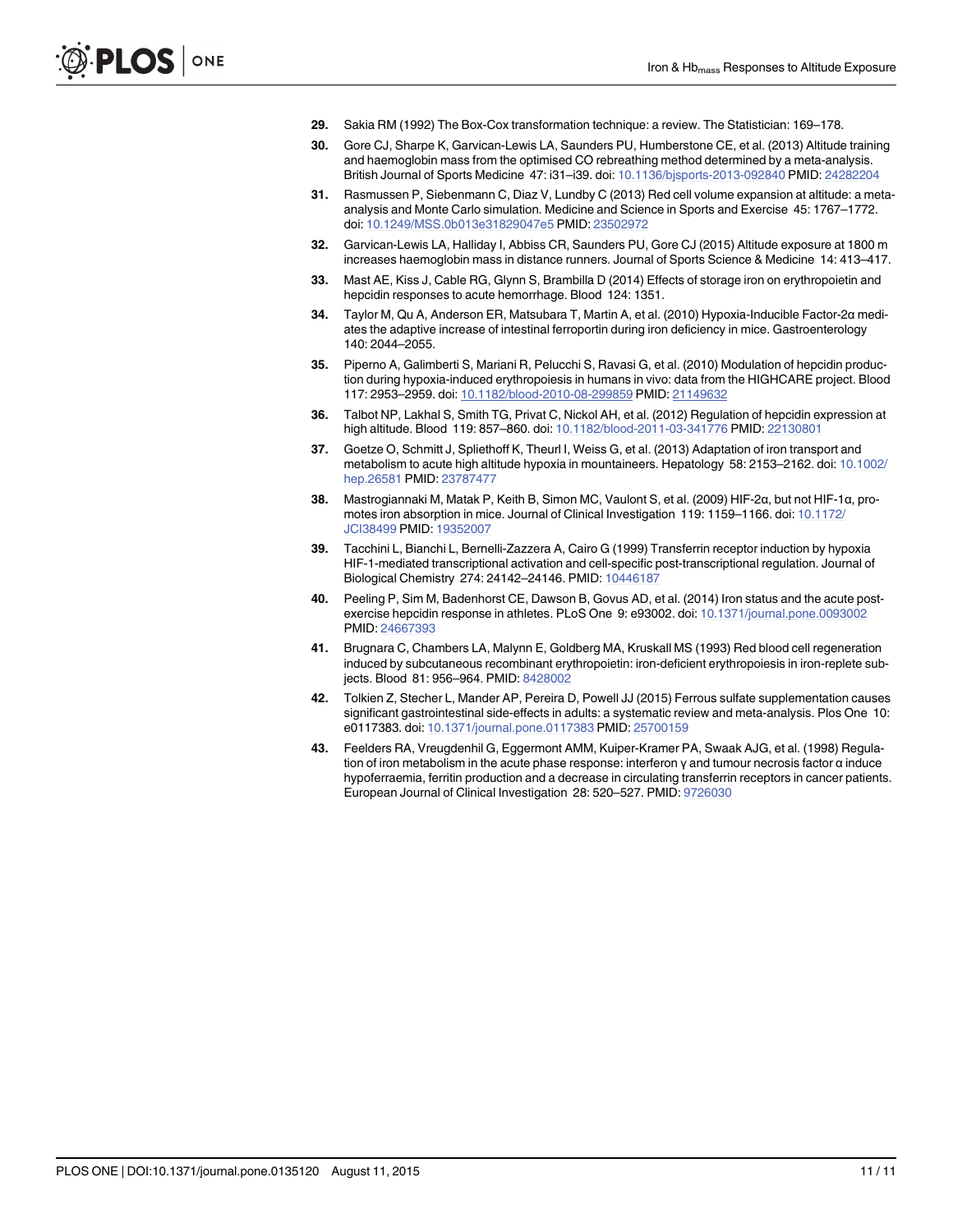29. Sakia RM (1992) The Box-Cox transformation technique: a review. The Statistician: 169–178.
30. Gore CJ, Sharpe K, Garvican-Lewis LA, Saunders PU, Humberstone CE, et al. (2013) Altitude training and haemoglobin mass from the optimised CO rebreathing method determined by a meta-analysis. British Journal of Sports Medicine 47: i31–i39. doi: 10.1136/bjsports-2013-092840 PMID: 24282204
31. Rasmussen P, Siebenmann C, Diaz V, Lundby C (2013) Red cell volume expansion at altitude: a meta-analysis and Monte Carlo simulation. Medicine and Science in Sports and Exercise 45: 1767–1772. doi: 10.1249/MSS.0b013e31829047e5 PMID: 23502972
32. Garvican-Lewis LA, Halliday I, Abbiss CR, Saunders PU, Gore CJ (2015) Altitude exposure at 1800 m increases haemoglobin mass in distance runners. Journal of Sports Science & Medicine 14: 413–417.
33. Mast AE, Kiss J, Cable RG, Glynn S, Brambilla D (2014) Effects of storage iron on erythropoietin and hepcidin responses to acute hemorrhage. Blood 124: 1351.
34. Taylor M, Qu A, Anderson ER, Matsubara T, Martin A, et al. (2010) Hypoxia-Inducible Factor-2α mediates the adaptive increase of intestinal ferroportin during iron deficiency in mice. Gastroenterology 140: 2044–2055.
35. Piperno A, Galimberti S, Mariani R, Pelucchi S, Ravasi G, et al. (2010) Modulation of hepcidin production during hypoxia-induced erythropoiesis in humans in vivo: data from the HIGHCARE project. Blood 117: 2953–2959. doi: 10.1182/blood-2010-08-299859 PMID: 21149632
36. Talbot NP, Lakhal S, Smith TG, Privat C, Nickol AH, et al. (2012) Regulation of hepcidin expression at high altitude. Blood 119: 857–860. doi: 10.1182/blood-2011-03-341776 PMID: 22130801
37. Goetze O, Schmitt J, Spliethoff K, Theurl I, Weiss G, et al. (2013) Adaptation of iron transport and metabolism to acute high altitude hypoxia in mountaineers. Hepatology 58: 2153–2162. doi: 10.1002/hep.26581 PMID: 23787477
38. Mastrogiannaki M, Matak P, Keith B, Simon MC, Vaulont S, et al. (2009) HIF-2α, but not HIF-1α, promotes iron absorption in mice. Journal of Clinical Investigation 119: 1159–1166. doi: 10.1172/JCI38499 PMID: 19352007
39. Tacchini L, Bianchi L, Bernelli-Zazzera A, Cairo G (1999) Transferrin receptor induction by hypoxia HIF-1-mediated transcriptional activation and cell-specific post-transcriptional regulation. Journal of Biological Chemistry 274: 24142–24146. PMID: 10446187
40. Peeling P, Sim M, Badenhorst CE, Dawson B, Govus AD, et al. (2014) Iron status and the acute post-exercise hepcidin response in athletes. PLoS One 9: e93002. doi: 10.1371/journal.pone.0093002 PMID: 24667393
41. Brugnara C, Chambers LA, Malynn E, Goldberg MA, Kruskall MS (1993) Red blood cell regeneration induced by subcutaneous recombinant erythropoietin: iron-deficient erythropoiesis in iron-replete subjects. Blood 81: 956–964. PMID: 8428002
42. Tolkien Z, Stecher L, Mander AP, Pereira D, Powell JJ (2015) Ferrous sulfate supplementation causes significant gastrointestinal side-effects in adults: a systematic review and meta-analysis. Plos One 10: e0117383. doi: 10.1371/journal.pone.0117383 PMID: 25700159
43. Feelders RA, Vreugdenhil G, Eggermont AMM, Kuiper-Kramer PA, Swaak AJG, et al. (1998) Regulation of iron metabolism in the acute phase response: interferon γ and tumour necrosis factor α induce hypoferraemia, ferritin production and a decrease in circulating transferrin receptors in cancer patients. European Journal of Clinical Investigation 28: 520–527. PMID: 9726030